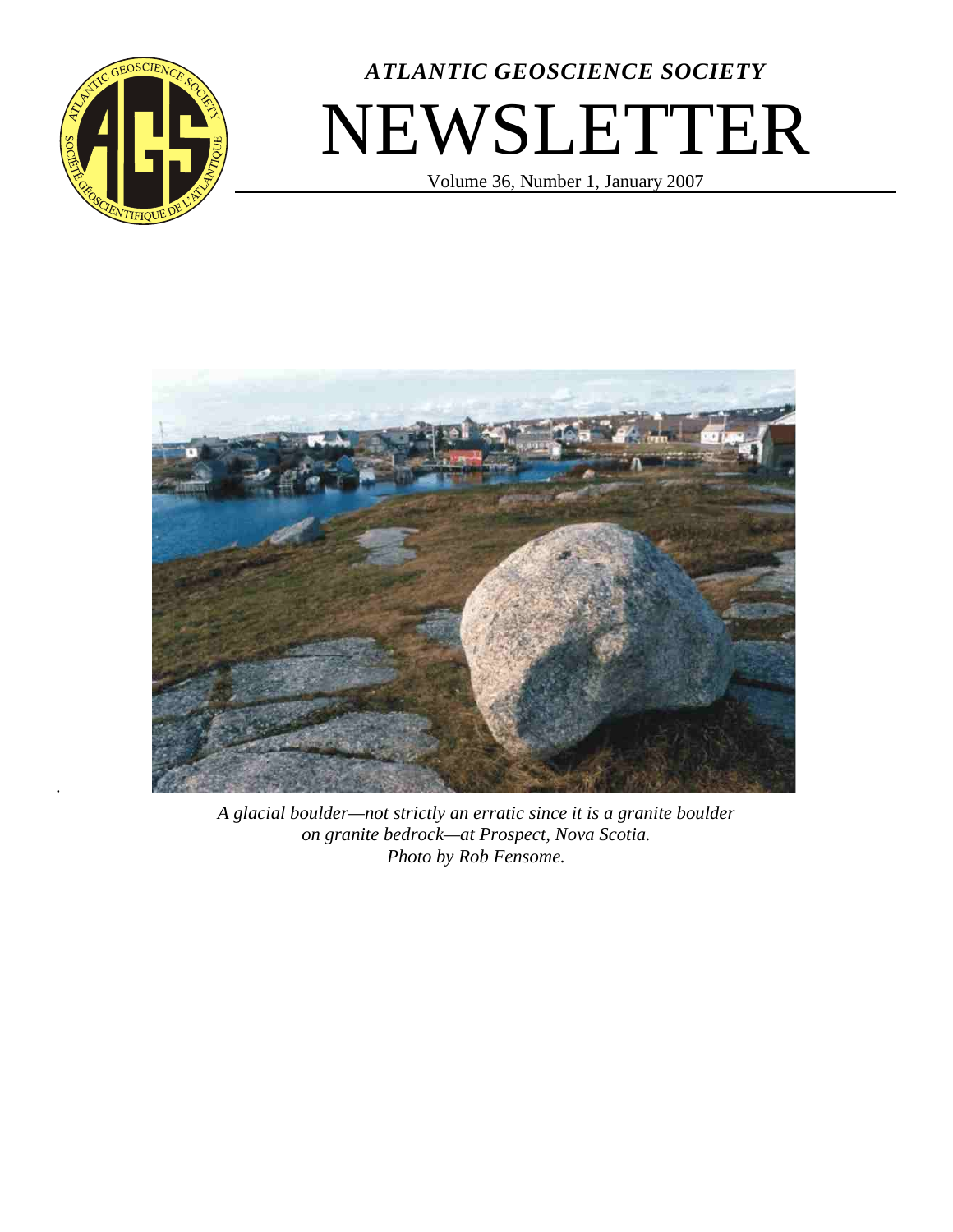# ATLANTIC GEOSCIENCE SOCIETY

# NEWSLETTER

Volume 36, Number 1, January 2007

*A glacial boulder—not strictly an erratic since it is a granite boulder on granite bedrock—at Prospect, Nova Scotia. Photo by Rob Fensome.*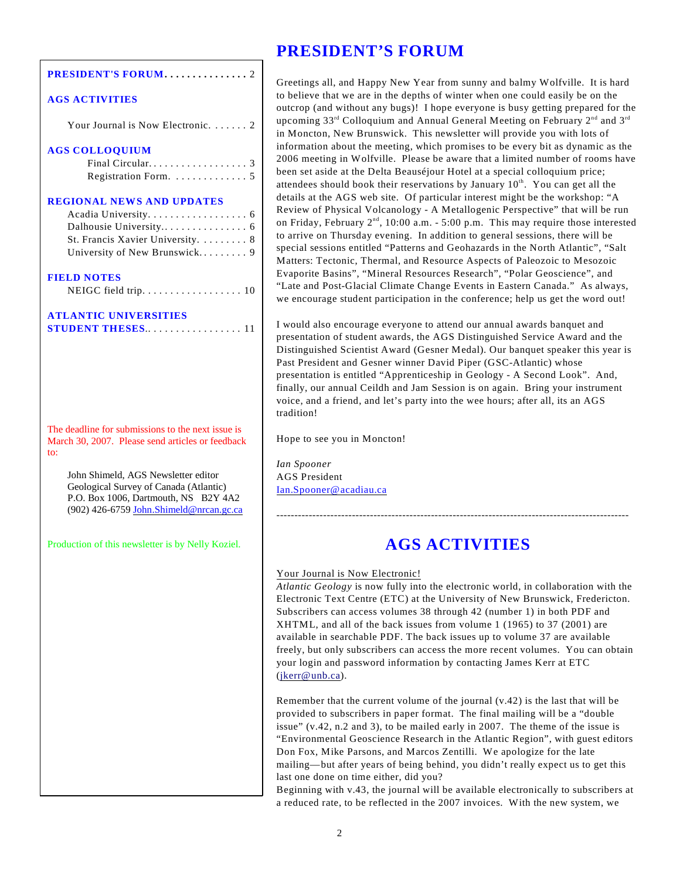**PRESIDENT'S FORUM** . . . . . . . . . . . . . . . 2

**AGS ACTIVITIES**

Your Journal is Now Electronic. . . . . . . 2

**AGS COLLOQUIUM**

Final Circular. . . . . . . . . . . . . . . . . . 3
Registration Form. . . . . . . . . . . . . . 5

**REGIONAL NEWS AND UPDATES**

Acadia University. . . . . . . . . . . . . . . . . 6
Dalhousie University. . . . . . . . . . . . . . . 6
St. Francis Xavier University. . . . . . . . . 8
University of New Brunswick. . . . . . . . . 9

**FIELD NOTES**

NEIGC field trip. . . . . . . . . . . . . . . . . . 10

**ATLANTIC UNIVERSITIES STUDENT THESES**. . . . . . . . . . . . . . . . . 11

The deadline for submissions to the next issue is March 30, 2007. Please send articles or feedback to:

John Shimeld, AGS Newsletter editor
Geological Survey of Canada (Atlantic)
P.O. Box 1006, Dartmouth, NS B2Y 4A2
(902) 426-6759 John.Shimeld@nrcan.gc.ca

Production of this newsletter is by Nelly Koziel.

# PRESIDENT'S FORUM

Greetings all, and Happy New Year from sunny and balmy Wolfville. It is hard to believe that we are in the depths of winter when one could easily be on the outcrop (and without any bugs)! I hope everyone is busy getting prepared for the upcoming 33rd Colloquium and Annual General Meeting on February 2nd and 3rd in Moncton, New Brunswick. This newsletter will provide you with lots of information about the meeting, which promises to be every bit as dynamic as the 2006 meeting in Wolfville. Please be aware that a limited number of rooms have been set aside at the Delta Beauséjour Hotel at a special colloquium price; attendees should book their reservations by January 10th. You can get all the details at the AGS web site. Of particular interest might be the workshop: "A Review of Physical Volcanology - A Metallogenic Perspective" that will be run on Friday, February 2nd, 10:00 a.m. - 5:00 p.m. This may require those interested to arrive on Thursday evening. In addition to general sessions, there will be special sessions entitled "Patterns and Geohazards in the North Atlantic", "Salt Matters: Tectonic, Thermal, and Resource Aspects of Paleozoic to Mesozoic Evaporite Basins", "Mineral Resources Research", "Polar Geoscience", and "Late and Post-Glacial Climate Change Events in Eastern Canada." As always, we encourage student participation in the conference; help us get the word out!

I would also encourage everyone to attend our annual awards banquet and presentation of student awards, the AGS Distinguished Service Award and the Distinguished Scientist Award (Gesner Medal). Our banquet speaker this year is Past President and Gesner winner David Piper (GSC-Atlantic) whose presentation is entitled "Apprenticeship in Geology - A Second Look". And, finally, our annual Ceildh and Jam Session is on again. Bring your instrument voice, and a friend, and let's party into the wee hours; after all, its an AGS tradition!

Hope to see you in Moncton!

*Ian Spooner*
AGS President
Ian.Spooner@acadiau.ca

---

# AGS ACTIVITIES

Your Journal is Now Electronic!

*Atlantic Geology* is now fully into the electronic world, in collaboration with the Electronic Text Centre (ETC) at the University of New Brunswick, Fredericton. Subscribers can access volumes 38 through 42 (number 1) in both PDF and XHTML, and all of the back issues from volume 1 (1965) to 37 (2001) are available in searchable PDF. The back issues up to volume 37 are available freely, but only subscribers can access the more recent volumes. You can obtain your login and password information by contacting James Kerr at ETC (jkerr@unb.ca).

Remember that the current volume of the journal (v.42) is the last that will be provided to subscribers in paper format. The final mailing will be a "double issue" (v.42, n.2 and 3), to be mailed early in 2007. The theme of the issue is "Environmental Geoscience Research in the Atlantic Region", with guest editors Don Fox, Mike Parsons, and Marcos Zentilli. We apologize for the late mailing—but after years of being behind, you didn't really expect us to get this last one done on time either, did you?
Beginning with v.43, the journal will be available electronically to subscribers at a reduced rate, to be reflected in the 2007 invoices. With the new system, we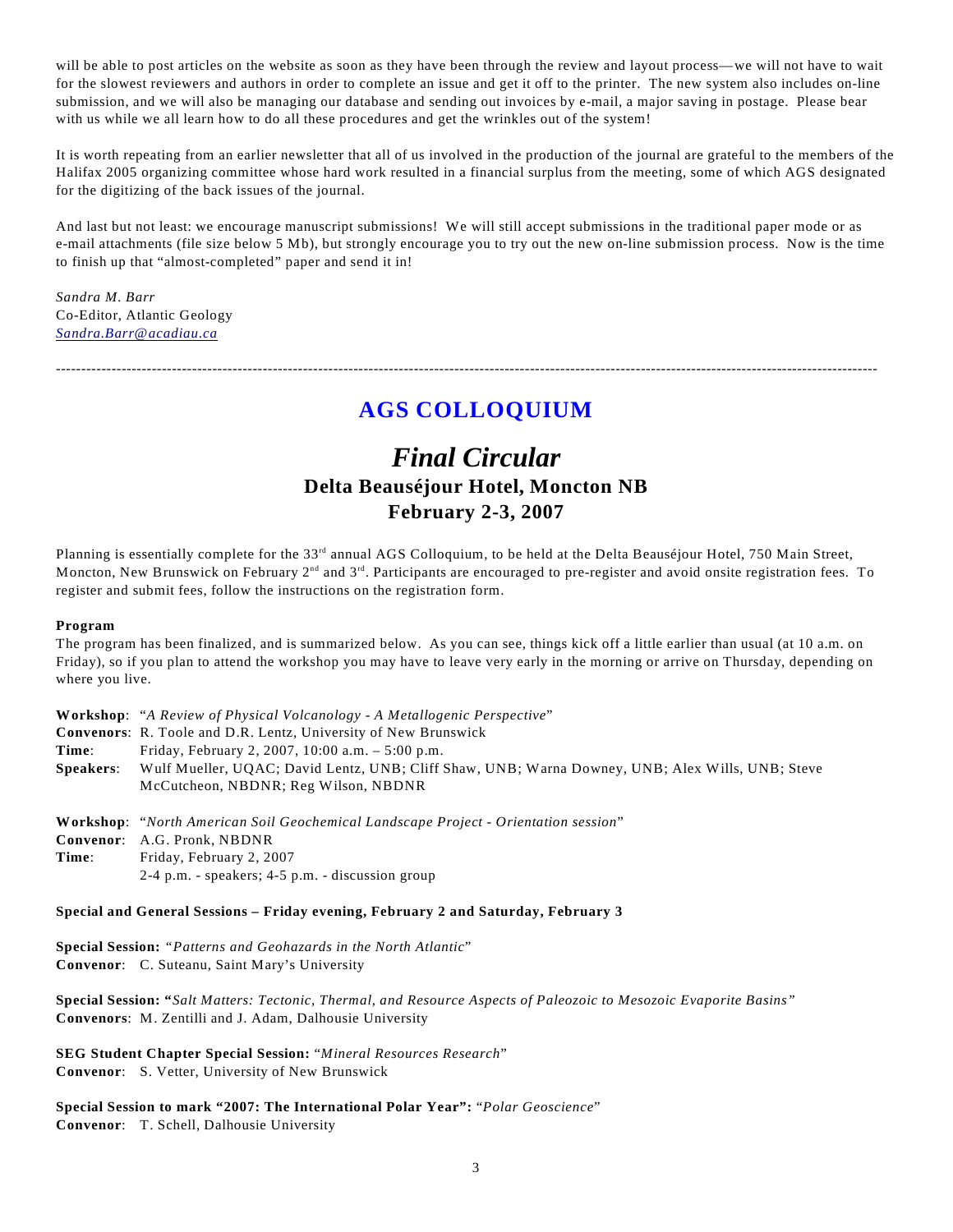will be able to post articles on the website as soon as they have been through the review and layout process—we will not have to wait for the slowest reviewers and authors in order to complete an issue and get it off to the printer. The new system also includes on-line submission, and we will also be managing our database and sending out invoices by e-mail, a major saving in postage. Please bear with us while we all learn how to do all these procedures and get the wrinkles out of the system!

It is worth repeating from an earlier newsletter that all of us involved in the production of the journal are grateful to the members of the Halifax 2005 organizing committee whose hard work resulted in a financial surplus from the meeting, some of which AGS designated for the digitizing of the back issues of the journal.

And last but not least: we encourage manuscript submissions! We will still accept submissions in the traditional paper mode or as e-mail attachments (file size below 5 Mb), but strongly encourage you to try out the new on-line submission process. Now is the time to finish up that "almost-completed" paper and send it in!

*Sandra M. Barr*
Co-Editor, Atlantic Geology
*Sandra.Barr@acadiau.ca*

---

# AGS COLLOQUIUM

## *Final Circular*

### Delta Beauséjour Hotel, Moncton NB
### February 2-3, 2007

Planning is essentially complete for the 33rd annual AGS Colloquium, to be held at the Delta Beauséjour Hotel, 750 Main Street, Moncton, New Brunswick on February 2nd and 3rd. Participants are encouraged to pre-register and avoid onsite registration fees. To register and submit fees, follow the instructions on the registration form.

**Program**

The program has been finalized, and is summarized below. As you can see, things kick off a little earlier than usual (at 10 a.m. on Friday), so if you plan to attend the workshop you may have to leave very early in the morning or arrive on Thursday, depending on where you live.

**Workshop**: "*A Review of Physical Volcanology - A Metallogenic Perspective*"
**Convenors**: R. Toole and D.R. Lentz, University of New Brunswick
**Time**: Friday, February 2, 2007, 10:00 a.m. – 5:00 p.m.
**Speakers**: Wulf Mueller, UQAC; David Lentz, UNB; Cliff Shaw, UNB; Warna Downey, UNB; Alex Wills, UNB; Steve McCutcheon, NBDNR; Reg Wilson, NBDNR

**Workshop**: "*North American Soil Geochemical Landscape Project - Orientation session*"
**Convenor**: A.G. Pronk, NBDNR
**Time**: Friday, February 2, 2007
2-4 p.m. - speakers; 4-5 p.m. - discussion group

**Special and General Sessions – Friday evening, February 2 and Saturday, February 3**

**Special Session:** "*Patterns and Geohazards in the North Atlantic*"
**Convenor**: C. Suteanu, Saint Mary's University

**Special Session: "***Salt Matters: Tectonic, Thermal, and Resource Aspects of Paleozoic to Mesozoic Evaporite Basins"*
**Convenors**: M. Zentilli and J. Adam, Dalhousie University

**SEG Student Chapter Special Session:** "*Mineral Resources Research*"
**Convenor**: S. Vetter, University of New Brunswick

**Special Session to mark "2007: The International Polar Year":** "*Polar Geoscience*"
**Convenor**: T. Schell, Dalhousie University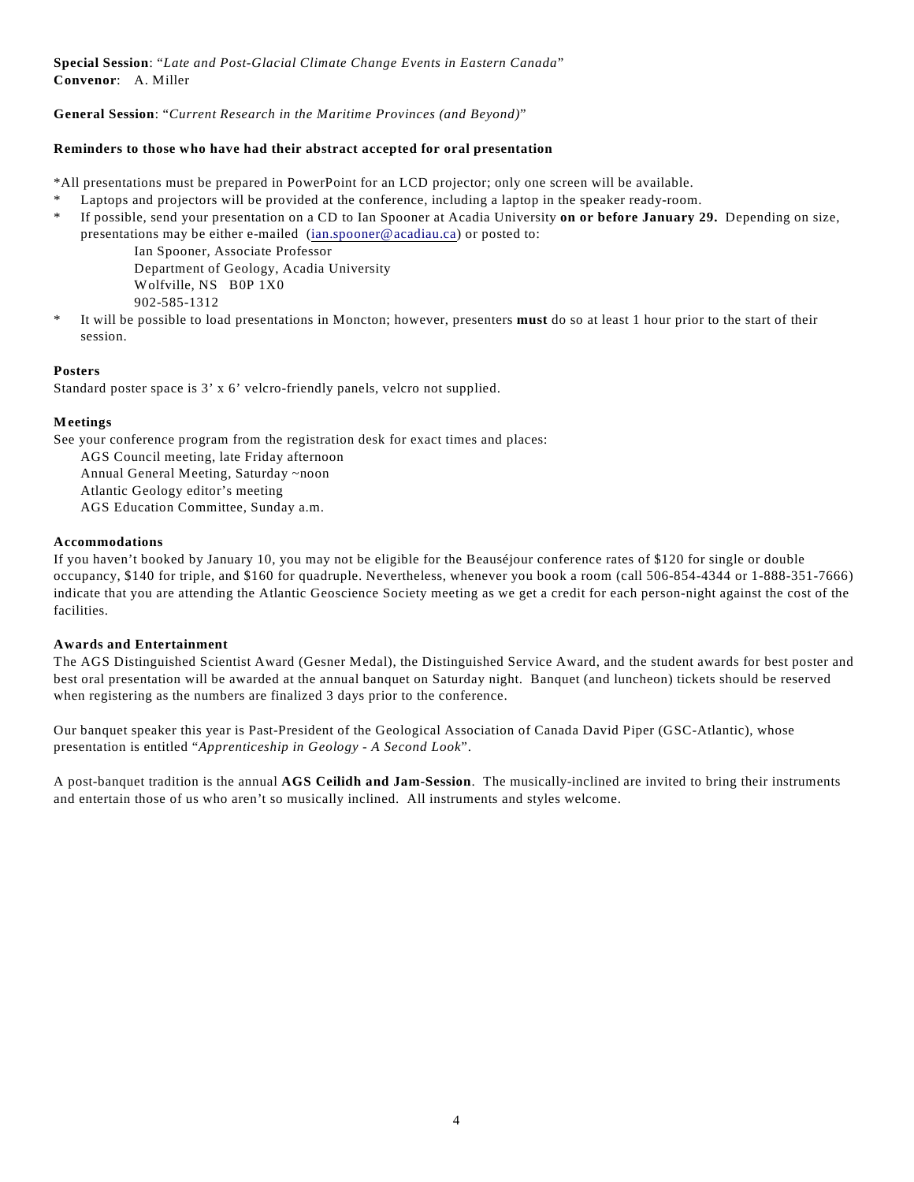**Special Session**: "*Late and Post-Glacial Climate Change Events in Eastern Canada*"
**Convenor**: A. Miller

**General Session**: "*Current Research in the Maritime Provinces (and Beyond)*"

**Reminders to those who have had their abstract accepted for oral presentation**

*All presentations must be prepared in PowerPoint for an LCD projector; only one screen will be available.

- Laptops and projectors will be provided at the conference, including a laptop in the speaker ready-room.
- If possible, send your presentation on a CD to Ian Spooner at Acadia University **on or before January 29.** Depending on size, presentations may be either e-mailed (ian.spooner@acadiau.ca) or posted to:

  Ian Spooner, Associate Professor
  Department of Geology, Acadia University
  Wolfville, NS B0P 1X0
  902-585-1312

- It will be possible to load presentations in Moncton; however, presenters **must** do so at least 1 hour prior to the start of their session.

**Posters**
Standard poster space is 3' x 6' velcro-friendly panels, velcro not supplied.

**Meetings**
See your conference program from the registration desk for exact times and places:

AGS Council meeting, late Friday afternoon
Annual General Meeting, Saturday ~noon
Atlantic Geology editor's meeting
AGS Education Committee, Sunday a.m.

**Accommodations**
If you haven't booked by January 10, you may not be eligible for the Beauséjour conference rates of $120 for single or double occupancy, $140 for triple, and $160 for quadruple. Nevertheless, whenever you book a room (call 506-854-4344 or 1-888-351-7666) indicate that you are attending the Atlantic Geoscience Society meeting as we get a credit for each person-night against the cost of the facilities.

**Awards and Entertainment**
The AGS Distinguished Scientist Award (Gesner Medal), the Distinguished Service Award, and the student awards for best poster and best oral presentation will be awarded at the annual banquet on Saturday night. Banquet (and luncheon) tickets should be reserved when registering as the numbers are finalized 3 days prior to the conference.

Our banquet speaker this year is Past-President of the Geological Association of Canada David Piper (GSC-Atlantic), whose presentation is entitled "*Apprenticeship in Geology - A Second Look*".

A post-banquet tradition is the annual **AGS Ceilidh and Jam-Session**. The musically-inclined are invited to bring their instruments and entertain those of us who aren't so musically inclined. All instruments and styles welcome.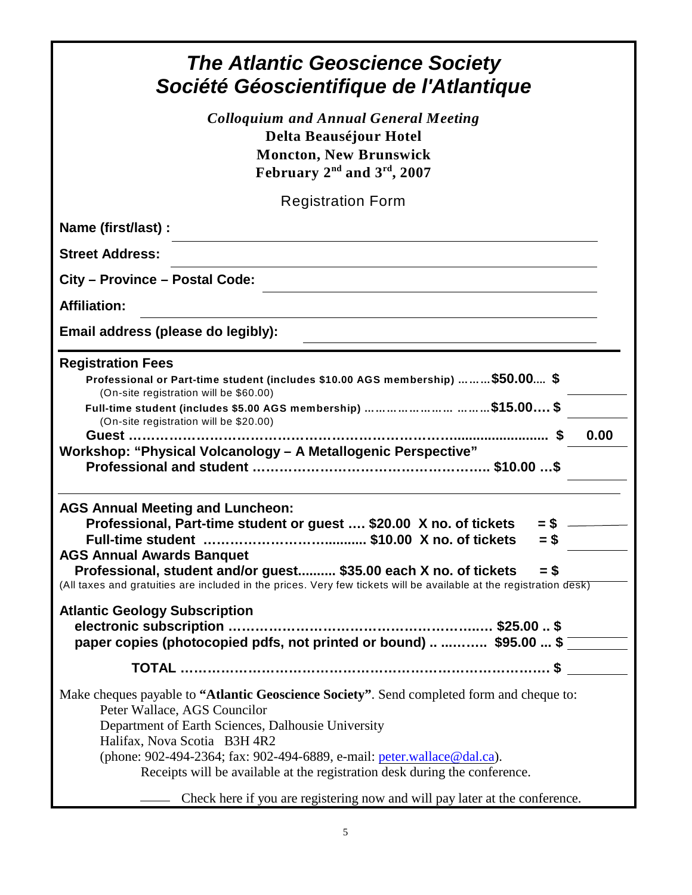# *The Atlantic Geoscience Society*
# *Société Géoscientifique de l'Atlantique*

***Colloquium and Annual General Meeting***
**Delta Beauséjour Hotel**
**Moncton, New Brunswick**
**February 2nd and 3rd, 2007**

Registration Form

**Name (first/last) :** ______________________

**Street Address:** ______________________

**City – Province – Postal Code:** ______________________

**Affiliation:** ______________________

**Email address (please do legibly):** ______________________

**Registration Fees**

**Professional or Part-time student (includes $10.00 AGS membership) ……… $50.00…. $** ________
(On-site registration will be $60.00)

**Full-time student (includes $5.00 AGS membership) ………………… ……… $15.00…. $** ________
(On-site registration will be $20.00)

**Guest ……………………………………………………………............................ $** 0.00

**Workshop: "Physical Volcanology – A Metallogenic Perspective"**

**Professional and student ………………………………………….. $10.00 …$** ________

**AGS Annual Meeting and Luncheon:**

**Professional, Part-time student or guest …. $20.00 X no. of tickets = $** ________

**Full-time student ………………………........... $10.00 X no. of tickets = $** ________

**AGS Annual Awards Banquet**

**Professional, student and/or guest.......... $35.00 each X no. of tickets = $** ________

(All taxes and gratuities are included in the prices. Very few tickets will be available at the registration desk)

**Atlantic Geology Subscription**

**electronic subscription ……………………………………………..…. $25.00 .. $** ________

**paper copies (photocopied pdfs, not printed or bound) .. ...…….. $95.00 ... $** ________

**TOTAL …………………………………………………………………… $** ________

Make cheques payable to **"Atlantic Geoscience Society"**. Send completed form and cheque to:

Peter Wallace, AGS Councilor
Department of Earth Sciences, Dalhousie University
Halifax, Nova Scotia B3H 4R2
(phone: 902-494-2364; fax: 902-494-6889, e-mail: peter.wallace@dal.ca).

Receipts will be available at the registration desk during the conference.

_____ Check here if you are registering now and will pay later at the conference.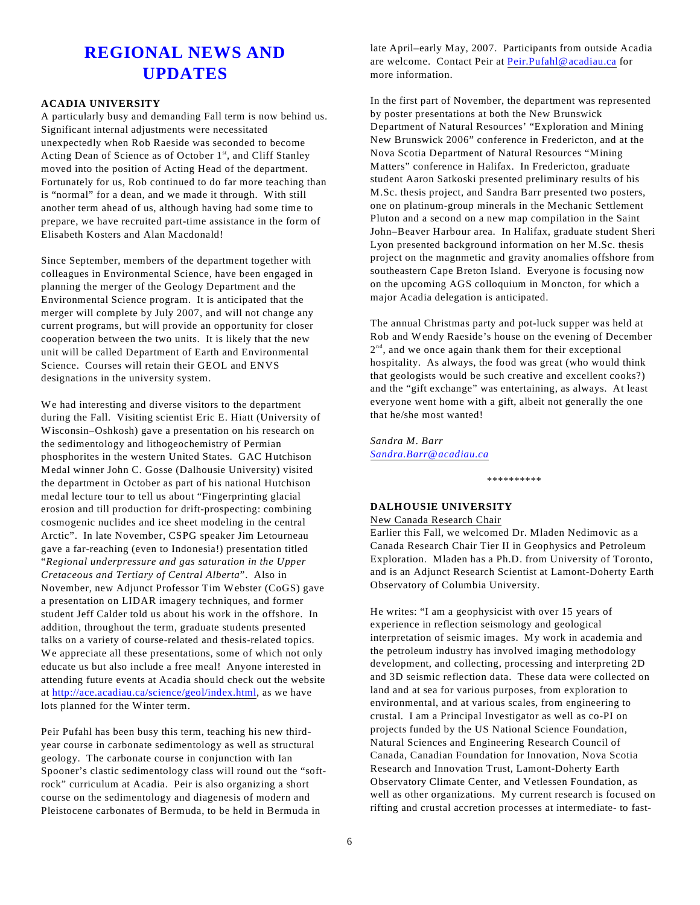# REGIONAL NEWS AND UPDATES

### ACADIA UNIVERSITY

A particularly busy and demanding Fall term is now behind us. Significant internal adjustments were necessitated unexpectedly when Rob Raeside was seconded to become Acting Dean of Science as of October 1st, and Cliff Stanley moved into the position of Acting Head of the department. Fortunately for us, Rob continued to do far more teaching than is "normal" for a dean, and we made it through. With still another term ahead of us, although having had some time to prepare, we have recruited part-time assistance in the form of Elisabeth Kosters and Alan Macdonald!

Since September, members of the department together with colleagues in Environmental Science, have been engaged in planning the merger of the Geology Department and the Environmental Science program. It is anticipated that the merger will complete by July 2007, and will not change any current programs, but will provide an opportunity for closer cooperation between the two units. It is likely that the new unit will be called Department of Earth and Environmental Science. Courses will retain their GEOL and ENVS designations in the university system.

We had interesting and diverse visitors to the department during the Fall. Visiting scientist Eric E. Hiatt (University of Wisconsin–Oshkosh) gave a presentation on his research on the sedimentology and lithogeochemistry of Permian phosphorites in the western United States. GAC Hutchison Medal winner John C. Gosse (Dalhousie University) visited the department in October as part of his national Hutchison medal lecture tour to tell us about "Fingerprinting glacial erosion and till production for drift-prospecting: combining cosmogenic nuclides and ice sheet modeling in the central Arctic". In late November, CSPG speaker Jim Letourneau gave a far-reaching (even to Indonesia!) presentation titled "*Regional underpressure and gas saturation in the Upper Cretaceous and Tertiary of Central Alberta*". Also in November, new Adjunct Professor Tim Webster (CoGS) gave a presentation on LIDAR imagery techniques, and former student Jeff Calder told us about his work in the offshore. In addition, throughout the term, graduate students presented talks on a variety of course-related and thesis-related topics. We appreciate all these presentations, some of which not only educate us but also include a free meal! Anyone interested in attending future events at Acadia should check out the website at http://ace.acadiau.ca/science/geol/index.html, as we have lots planned for the Winter term.

Peir Pufahl has been busy this term, teaching his new third-year course in carbonate sedimentology as well as structural geology. The carbonate course in conjunction with Ian Spooner's clastic sedimentology class will round out the "soft-rock" curriculum at Acadia. Peir is also organizing a short course on the sedimentology and diagenesis of modern and Pleistocene carbonates of Bermuda, to be held in Bermuda in late April–early May, 2007. Participants from outside Acadia are welcome. Contact Peir at Peir.Pufahl@acadiau.ca for more information.

In the first part of November, the department was represented by poster presentations at both the New Brunswick Department of Natural Resources' "Exploration and Mining New Brunswick 2006" conference in Fredericton, and at the Nova Scotia Department of Natural Resources "Mining Matters" conference in Halifax. In Fredericton, graduate student Aaron Satkoski presented preliminary results of his M.Sc. thesis project, and Sandra Barr presented two posters, one on platinum-group minerals in the Mechanic Settlement Pluton and a second on a new map compilation in the Saint John–Beaver Harbour area. In Halifax, graduate student Sheri Lyon presented background information on her M.Sc. thesis project on the magnetic and gravity anomalies offshore from southeastern Cape Breton Island. Everyone is focusing now on the upcoming AGS colloquium in Moncton, for which a major Acadia delegation is anticipated.

The annual Christmas party and pot-luck supper was held at Rob and Wendy Raeside's house on the evening of December 2nd, and we once again thank them for their exceptional hospitality. As always, the food was great (who would think that geologists would be such creative and excellent cooks?) and the "gift exchange" was entertaining, as always. At least everyone went home with a gift, albeit not generally the one that he/she most wanted!

*Sandra M. Barr*
*Sandra.Barr@acadiau.ca*

**********

### DALHOUSIE UNIVERSITY

New Canada Research Chair

Earlier this Fall, we welcomed Dr. Mladen Nedimovic as a Canada Research Chair Tier II in Geophysics and Petroleum Exploration. Mladen has a Ph.D. from University of Toronto, and is an Adjunct Research Scientist at Lamont-Doherty Earth Observatory of Columbia University.

He writes: "I am a geophysicist with over 15 years of experience in reflection seismology and geological interpretation of seismic images. My work in academia and the petroleum industry has involved imaging methodology development, and collecting, processing and interpreting 2D and 3D seismic reflection data. These data were collected on land and at sea for various purposes, from exploration to environmental, and at various scales, from engineering to crustal. I am a Principal Investigator as well as co-PI on projects funded by the US National Science Foundation, Natural Sciences and Engineering Research Council of Canada, Canadian Foundation for Innovation, Nova Scotia Research and Innovation Trust, Lamont-Doherty Earth Observatory Climate Center, and Vetlessen Foundation, as well as other organizations. My current research is focused on rifting and crustal accretion processes at intermediate- to fast-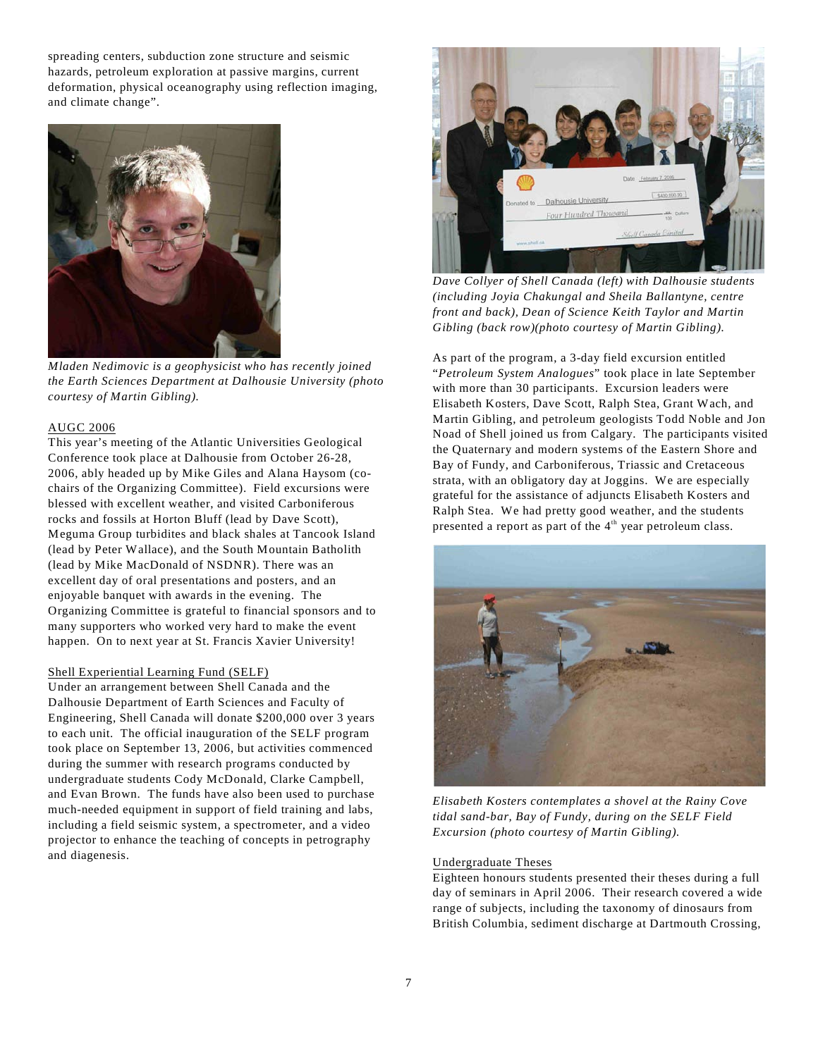spreading centers, subduction zone structure and seismic hazards, petroleum exploration at passive margins, current deformation, physical oceanography using reflection imaging, and climate change".

*Mladen Nedimovic is a geophysicist who has recently joined the Earth Sciences Department at Dalhousie University (photo courtesy of Martin Gibling).*

AUGC 2006

This year's meeting of the Atlantic Universities Geological Conference took place at Dalhousie from October 26-28, 2006, ably headed up by Mike Giles and Alana Haysom (co-chairs of the Organizing Committee). Field excursions were blessed with excellent weather, and visited Carboniferous rocks and fossils at Horton Bluff (lead by Dave Scott), Meguma Group turbidites and black shales at Tancook Island (lead by Peter Wallace), and the South Mountain Batholith (lead by Mike MacDonald of NSDNR). There was an excellent day of oral presentations and posters, and an enjoyable banquet with awards in the evening. The Organizing Committee is grateful to financial sponsors and to many supporters who worked very hard to make the event happen. On to next year at St. Francis Xavier University!

Shell Experiential Learning Fund (SELF)

Under an arrangement between Shell Canada and the Dalhousie Department of Earth Sciences and Faculty of Engineering, Shell Canada will donate $200,000 over 3 years to each unit. The official inauguration of the SELF program took place on September 13, 2006, but activities commenced during the summer with research programs conducted by undergraduate students Cody McDonald, Clarke Campbell, and Evan Brown. The funds have also been used to purchase much-needed equipment in support of field training and labs, including a field seismic system, a spectrometer, and a video projector to enhance the teaching of concepts in petrography and diagenesis.

*Dave Collyer of Shell Canada (left) with Dalhousie students (including Joyia Chakungal and Sheila Ballantyne, centre front and back), Dean of Science Keith Taylor and Martin Gibling (back row)(photo courtesy of Martin Gibling).*

As part of the program, a 3-day field excursion entitled "*Petroleum System Analogues*" took place in late September with more than 30 participants. Excursion leaders were Elisabeth Kosters, Dave Scott, Ralph Stea, Grant Wach, and Martin Gibling, and petroleum geologists Todd Noble and Jon Noad of Shell joined us from Calgary. The participants visited the Quaternary and modern systems of the Eastern Shore and Bay of Fundy, and Carboniferous, Triassic and Cretaceous strata, with an obligatory day at Joggins. We are especially grateful for the assistance of adjuncts Elisabeth Kosters and Ralph Stea. We had pretty good weather, and the students presented a report as part of the 4th year petroleum class.

*Elisabeth Kosters contemplates a shovel at the Rainy Cove tidal sand-bar, Bay of Fundy, during on the SELF Field Excursion (photo courtesy of Martin Gibling).*

Undergraduate Theses

Eighteen honours students presented their theses during a full day of seminars in April 2006. Their research covered a wide range of subjects, including the taxonomy of dinosaurs from British Columbia, sediment discharge at Dartmouth Crossing,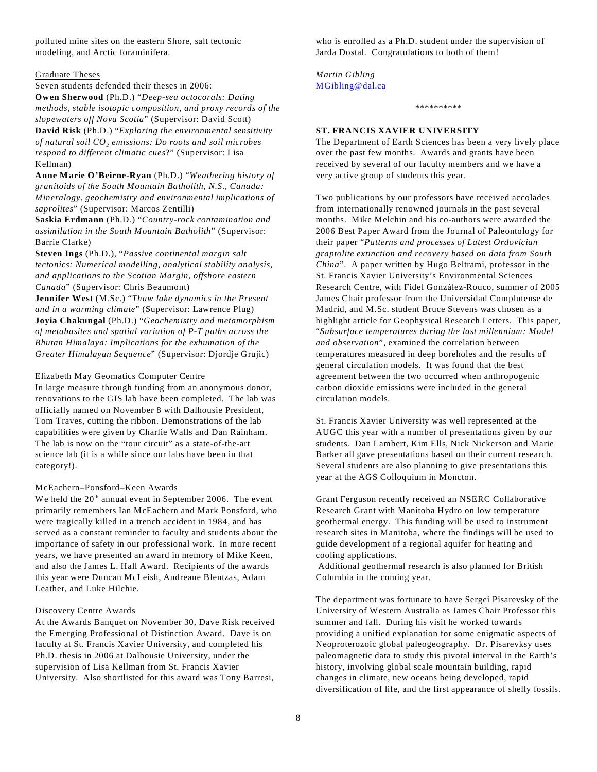polluted mine sites on the eastern Shore, salt tectonic modeling, and Arctic foraminifera.

Graduate Theses

Seven students defended their theses in 2006:

**Owen Sherwood** (Ph.D.) "*Deep-sea octocorals: Dating methods, stable isotopic composition, and proxy records of the slopewaters off Nova Scotia*" (Supervisor: David Scott)

**David Risk** (Ph.D.) "*Exploring the environmental sensitivity of natural soil $CO_2$ emissions: Do roots and soil microbes respond to different climatic cues*?" (Supervisor: Lisa Kellman)

**Anne Marie O'Beirne-Ryan** (Ph.D.) "*Weathering history of granitoids of the South Mountain Batholith, N.S., Canada: Mineralogy, geochemistry and environmental implications of saprolites*" (Supervisor: Marcos Zentilli)

**Saskia Erdmann** (Ph.D.) "*Country-rock contamination and assimilation in the South Mountain Batholith*" (Supervisor: Barrie Clarke)

**Steven Ings** (Ph.D.), "*Passive continental margin salt tectonics: Numerical modelling, analytical stability analysis, and applications to the Scotian Margin, offshore eastern Canada*" (Supervisor: Chris Beaumont)

**Jennifer West** (M.Sc.) "*Thaw lake dynamics in the Present and in a warming climate*" (Supervisor: Lawrence Plug)

**Joyia Chakungal** (Ph.D.) "*Geochemistry and metamorphism of metabasites and spatial variation of P-T paths across the Bhutan Himalaya: Implications for the exhumation of the Greater Himalayan Sequence*" (Supervisor: Djordje Grujic)

Elizabeth May Geomatics Computer Centre

In large measure through funding from an anonymous donor, renovations to the GIS lab have been completed. The lab was officially named on November 8 with Dalhousie President, Tom Traves, cutting the ribbon. Demonstrations of the lab capabilities were given by Charlie Walls and Dan Rainham. The lab is now on the "tour circuit" as a state-of-the-art science lab (it is a while since our labs have been in that category!).

McEachern–Ponsford–Keen Awards

We held the 20th annual event in September 2006. The event primarily remembers Ian McEachern and Mark Ponsford, who were tragically killed in a trench accident in 1984, and has served as a constant reminder to faculty and students about the importance of safety in our professional work. In more recent years, we have presented an award in memory of Mike Keen, and also the James L. Hall Award. Recipients of the awards this year were Duncan McLeish, Andreane Blentzas, Adam Leather, and Luke Hilchie.

Discovery Centre Awards

At the Awards Banquet on November 30, Dave Risk received the Emerging Professional of Distinction Award. Dave is on faculty at St. Francis Xavier University, and completed his Ph.D. thesis in 2006 at Dalhousie University, under the supervision of Lisa Kellman from St. Francis Xavier University. Also shortlisted for this award was Tony Barresi, who is enrolled as a Ph.D. student under the supervision of Jarda Dostal. Congratulations to both of them!

*Martin Gibling*
MGibling@dal.ca

\*\*\*\*\*\*\*\*\*\*

**ST. FRANCIS XAVIER UNIVERSITY**

The Department of Earth Sciences has been a very lively place over the past few months. Awards and grants have been received by several of our faculty members and we have a very active group of students this year.

Two publications by our professors have received accolades from internationally renowned journals in the past several months. Mike Melchin and his co-authors were awarded the 2006 Best Paper Award from the Journal of Paleontology for their paper "*Patterns and processes of Latest Ordovician graptolite extinction and recovery based on data from South China*". A paper written by Hugo Beltrami, professor in the St. Francis Xavier University's Environmental Sciences Research Centre, with Fidel González-Rouco, summer of 2005 James Chair professor from the Universidad Complutense de Madrid, and M.Sc. student Bruce Stevens was chosen as a highlight article for Geophysical Research Letters. This paper, "*Subsurface temperatures during the last millennium: Model and observation*", examined the correlation between temperatures measured in deep boreholes and the results of general circulation models. It was found that the best agreement between the two occurred when anthropogenic carbon dioxide emissions were included in the general circulation models.

St. Francis Xavier University was well represented at the AUGC this year with a number of presentations given by our students. Dan Lambert, Kim Ells, Nick Nickerson and Marie Barker all gave presentations based on their current research. Several students are also planning to give presentations this year at the AGS Colloquium in Moncton.

Grant Ferguson recently received an NSERC Collaborative Research Grant with Manitoba Hydro on low temperature geothermal energy. This funding will be used to instrument research sites in Manitoba, where the findings will be used to guide development of a regional aquifer for heating and cooling applications.

Additional geothermal research is also planned for British Columbia in the coming year.

The department was fortunate to have Sergei Pisarevsky of the University of Western Australia as James Chair Professor this summer and fall. During his visit he worked towards providing a unified explanation for some enigmatic aspects of Neoproterozoic global paleogeography. Dr. Pisarevksy uses paleomagnetic data to study this pivotal interval in the Earth's history, involving global scale mountain building, rapid changes in climate, new oceans being developed, rapid diversification of life, and the first appearance of shelly fossils.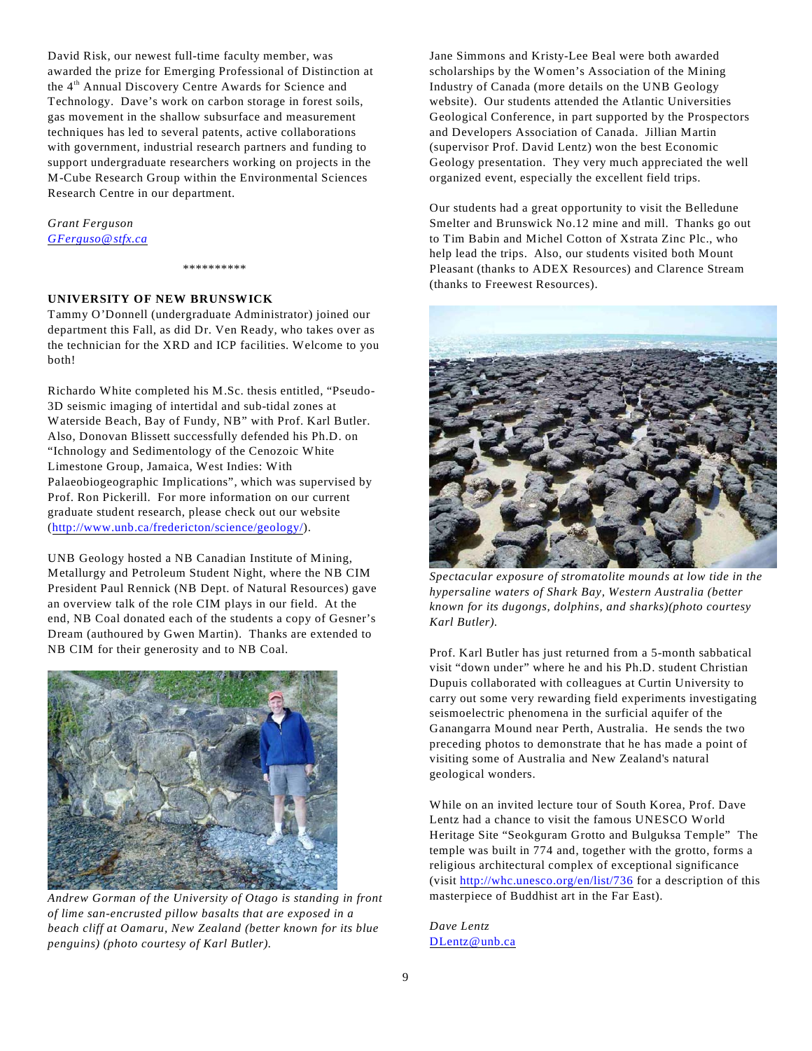David Risk, our newest full-time faculty member, was awarded the prize for Emerging Professional of Distinction at the 4th Annual Discovery Centre Awards for Science and Technology. Dave's work on carbon storage in forest soils, gas movement in the shallow subsurface and measurement techniques has led to several patents, active collaborations with government, industrial research partners and funding to support undergraduate researchers working on projects in the M-Cube Research Group within the Environmental Sciences Research Centre in our department.

*Grant Ferguson*
*GFerguso@stfx.ca*

**********

**UNIVERSITY OF NEW BRUNSWICK**

Tammy O'Donnell (undergraduate Administrator) joined our department this Fall, as did Dr. Ven Ready, who takes over as the technician for the XRD and ICP facilities. Welcome to you both!

Richardo White completed his M.Sc. thesis entitled, "Pseudo-3D seismic imaging of intertidal and sub-tidal zones at Waterside Beach, Bay of Fundy, NB" with Prof. Karl Butler. Also, Donovan Blissett successfully defended his Ph.D. on "Ichnology and Sedimentology of the Cenozoic White Limestone Group, Jamaica, West Indies: With Palaeobiogeographic Implications", which was supervised by Prof. Ron Pickerill. For more information on our current graduate student research, please check out our website (http://www.unb.ca/fredericton/science/geology/).

UNB Geology hosted a NB Canadian Institute of Mining, Metallurgy and Petroleum Student Night, where the NB CIM President Paul Rennick (NB Dept. of Natural Resources) gave an overview talk of the role CIM plays in our field. At the end, NB Coal donated each of the students a copy of Gesner's Dream (authoured by Gwen Martin). Thanks are extended to NB CIM for their generosity and to NB Coal.

*Andrew Gorman of the University of Otago is standing in front of lime san-encrusted pillow basalts that are exposed in a beach cliff at Oamaru, New Zealand (better known for its blue penguins) (photo courtesy of Karl Butler).*

Jane Simmons and Kristy-Lee Beal were both awarded scholarships by the Women's Association of the Mining Industry of Canada (more details on the UNB Geology website). Our students attended the Atlantic Universities Geological Conference, in part supported by the Prospectors and Developers Association of Canada. Jillian Martin (supervisor Prof. David Lentz) won the best Economic Geology presentation. They very much appreciated the well organized event, especially the excellent field trips.

Our students had a great opportunity to visit the Belledune Smelter and Brunswick No.12 mine and mill. Thanks go out to Tim Babin and Michel Cotton of Xstrata Zinc Plc., who help lead the trips. Also, our students visited both Mount Pleasant (thanks to ADEX Resources) and Clarence Stream (thanks to Freewest Resources).

*Spectacular exposure of stromatolite mounds at low tide in the hypersaline waters of Shark Bay, Western Australia (better known for its dugongs, dolphins, and sharks)(photo courtesy Karl Butler).*

Prof. Karl Butler has just returned from a 5-month sabbatical visit "down under" where he and his Ph.D. student Christian Dupuis collaborated with colleagues at Curtin University to carry out some very rewarding field experiments investigating seismoelectric phenomena in the surficial aquifer of the Gangangarra Mound near Perth, Australia. He sends the two preceding photos to demonstrate that he has made a point of visiting some of Australia and New Zealand's natural geological wonders.

While on an invited lecture tour of South Korea, Prof. Dave Lentz had a chance to visit the famous UNESCO World Heritage Site "Seokguram Grotto and Bulguksa Temple" The temple was built in 774 and, together with the grotto, forms a religious architectural complex of exceptional significance (visit http://whc.unesco.org/en/list/736 for a description of this masterpiece of Buddhist art in the Far East).

*Dave Lentz*
DLentz@unb.ca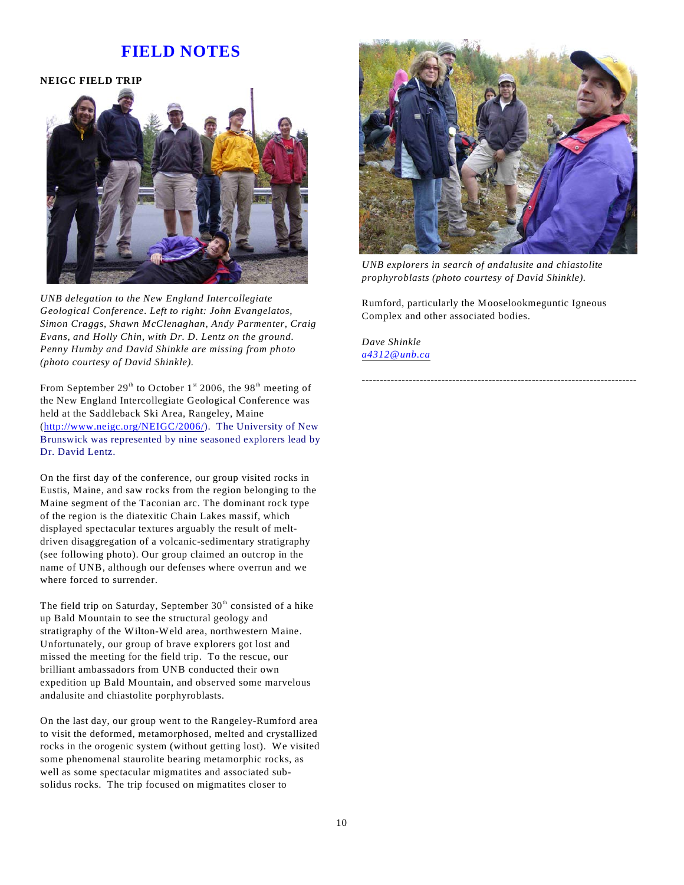# FIELD NOTES

**NEIGC FIELD TRIP**

*UNB delegation to the New England Intercollegiate Geological Conference. Left to right: John Evangelatos, Simon Craggs, Shawn McClenaghan, Andy Parmenter, Craig Evans, and Holly Chin, with Dr. D. Lentz on the ground. Penny Humby and David Shinkle are missing from photo (photo courtesy of David Shinkle).*

From September 29th to October 1st 2006, the 98th meeting of the New England Intercollegiate Geological Conference was held at the Saddleback Ski Area, Rangeley, Maine (http://www.neigc.org/NEIGC/2006/). The University of New Brunswick was represented by nine seasoned explorers lead by Dr. David Lentz.

On the first day of the conference, our group visited rocks in Eustis, Maine, and saw rocks from the region belonging to the Maine segment of the Taconian arc. The dominant rock type of the region is the diatexitic Chain Lakes massif, which displayed spectacular textures arguably the result of melt-driven disaggregation of a volcanic-sedimentary stratigraphy (see following photo). Our group claimed an outcrop in the name of UNB, although our defenses where overrun and we where forced to surrender.

The field trip on Saturday, September 30th consisted of a hike up Bald Mountain to see the structural geology and stratigraphy of the Wilton-Weld area, northwestern Maine. Unfortunately, our group of brave explorers got lost and missed the meeting for the field trip. To the rescue, our brilliant ambassadors from UNB conducted their own expedition up Bald Mountain, and observed some marvelous andalusite and chiastolite porphyroblasts.

On the last day, our group went to the Rangeley-Rumford area to visit the deformed, metamorphosed, melted and crystallized rocks in the orogenic system (without getting lost). We visited some phenomenal staurolite bearing metamorphic rocks, as well as some spectacular migmatites and associated sub-solidus rocks. The trip focused on migmatites closer to Rumford, particularly the Mooselookmeguntic Igneous Complex and other associated bodies.

*UNB explorers in search of andalusite and chiastolite prophyroblasts (photo courtesy of David Shinkle).*

*Dave Shinkle*
*a4312@unb.ca*

---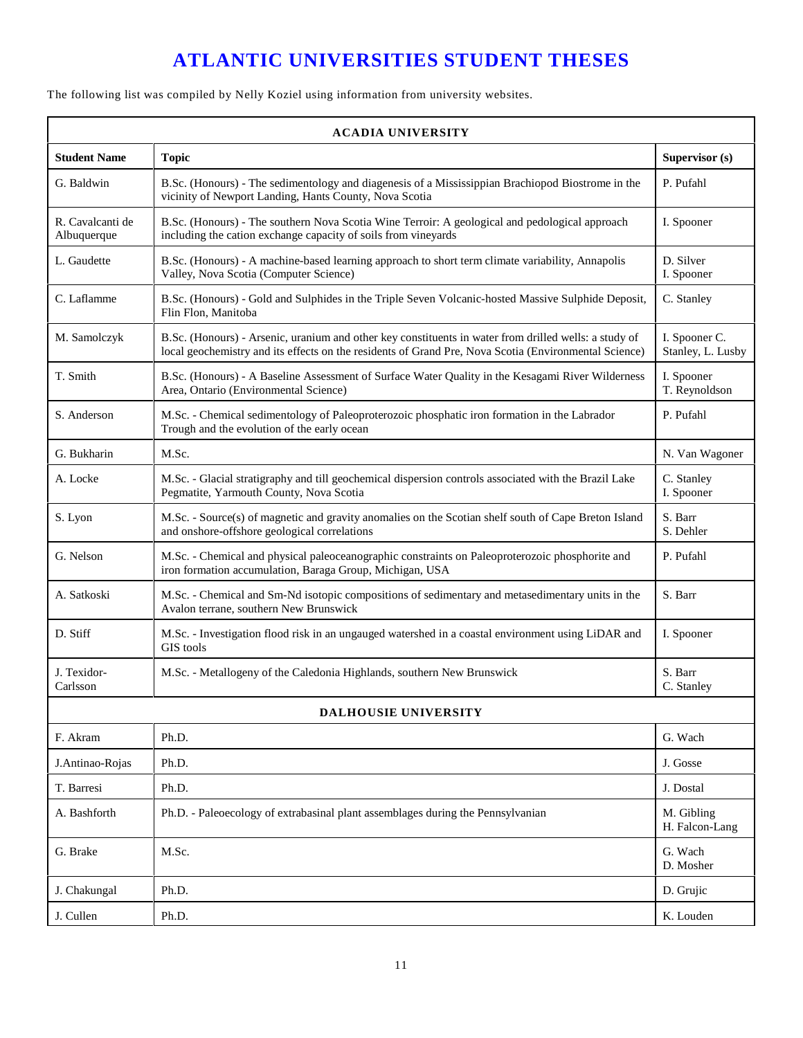# ATLANTIC UNIVERSITIES STUDENT THESES

The following list was compiled by Nelly Koziel using information from university websites.

| **ACADIA UNIVERSITY** | | |
|---|---|---|
| **Student Name** | **Topic** | **Supervisor (s)** |
| G. Baldwin | B.Sc. (Honours) - The sedimentology and diagenesis of a Mississippian Brachiopod Biostrome in the vicinity of Newport Landing, Hants County, Nova Scotia | P. Pufahl |
| R. Cavalcanti de Albuquerque | B.Sc. (Honours) - The southern Nova Scotia Wine Terroir: A geological and pedological approach including the cation exchange capacity of soils from vineyards | I. Spooner |
| L. Gaudette | B.Sc. (Honours) - A machine-based learning approach to short term climate variability, Annapolis Valley, Nova Scotia (Computer Science) | D. Silver<br>I. Spooner |
| C. Laflamme | B.Sc. (Honours) - Gold and Sulphides in the Triple Seven Volcanic-hosted Massive Sulphide Deposit, Flin Flon, Manitoba | C. Stanley |
| M. Samolczyk | B.Sc. (Honours) - Arsenic, uranium and other key constituents in water from drilled wells: a study of local geochemistry and its effects on the residents of Grand Pre, Nova Scotia (Environmental Science) | I. Spooner C. Stanley, L. Lusby |
| T. Smith | B.Sc. (Honours) - A Baseline Assessment of Surface Water Quality in the Kesagami River Wilderness Area, Ontario (Environmental Science) | I. Spooner<br>T. Reynoldson |
| S. Anderson | M.Sc. - Chemical sedimentology of Paleoproterozoic phosphatic iron formation in the Labrador Trough and the evolution of the early ocean | P. Pufahl |
| G. Bukharin | M.Sc. | N. Van Wagoner |
| A. Locke | M.Sc. - Glacial stratigraphy and till geochemical dispersion controls associated with the Brazil Lake Pegmatite, Yarmouth County, Nova Scotia | C. Stanley<br>I. Spooner |
| S. Lyon | M.Sc. - Source(s) of magnetic and gravity anomalies on the Scotian shelf south of Cape Breton Island and onshore-offshore geological correlations | S. Barr<br>S. Dehler |
| G. Nelson | M.Sc. - Chemical and physical paleoceanographic constraints on Paleoproterozoic phosphorite and iron formation accumulation, Baraga Group, Michigan, USA | P. Pufahl |
| A. Satkoski | M.Sc. - Chemical and Sm-Nd isotopic compositions of sedimentary and metasedimentary units in the Avalon terrane, southern New Brunswick | S. Barr |
| D. Stiff | M.Sc. - Investigation flood risk in an ungauged watershed in a coastal environment using LiDAR and GIS tools | I. Spooner |
| J. Texidor-Carlsson | M.Sc. - Metallogeny of the Caledonia Highlands, southern New Brunswick | S. Barr<br>C. Stanley |
| **DALHOUSIE UNIVERSITY** | | |
| F. Akram | Ph.D. | G. Wach |
| J.Antinao-Rojas | Ph.D. | J. Gosse |
| T. Barresi | Ph.D. | J. Dostal |
| A. Bashforth | Ph.D. - Paleoecology of extrabasinal plant assemblages during the Pennsylvanian | M. Gibling<br>H. Falcon-Lang |
| G. Brake | M.Sc. | G. Wach<br>D. Mosher |
| J. Chakungal | Ph.D. | D. Grujic |
| J. Cullen | Ph.D. | K. Louden |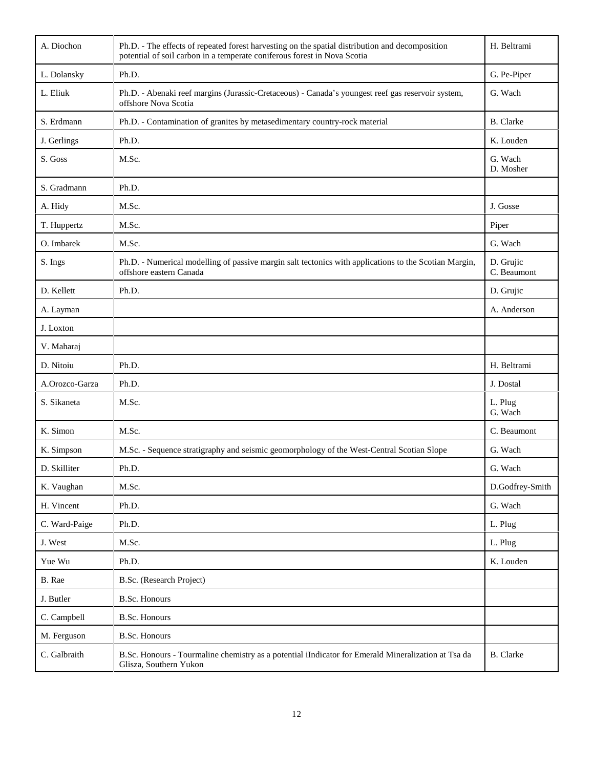| | | |
|---|---|---|
| A. Diochon | Ph.D. - The effects of repeated forest harvesting on the spatial distribution and decomposition potential of soil carbon in a temperate coniferous forest in Nova Scotia | H. Beltrami |
| L. Dolansky | Ph.D. | G. Pe-Piper |
| L. Eliuk | Ph.D. - Abenaki reef margins (Jurassic-Cretaceous) - Canada's youngest reef gas reservoir system, offshore Nova Scotia | G. Wach |
| S. Erdmann | Ph.D. - Contamination of granites by metasedimentary country-rock material | B. Clarke |
| J. Gerlings | Ph.D. | K. Louden |
| S. Goss | M.Sc. | G. Wach D. Mosher |
| S. Gradmann | Ph.D. | |
| A. Hidy | M.Sc. | J. Gosse |
| T. Huppertz | M.Sc. | Piper |
| O. Imbarek | M.Sc. | G. Wach |
| S. Ings | Ph.D. - Numerical modelling of passive margin salt tectonics with applications to the Scotian Margin, offshore eastern Canada | D. Grujic C. Beaumont |
| D. Kellett | Ph.D. | D. Grujic |
| A. Layman | | A. Anderson |
| J. Loxton | | |
| V. Maharaj | | |
| D. Nitoiu | Ph.D. | H. Beltrami |
| A.Orozco-Garza | Ph.D. | J. Dostal |
| S. Sikaneta | M.Sc. | L. Plug G. Wach |
| K. Simon | M.Sc. | C. Beaumont |
| K. Simpson | M.Sc. - Sequence stratigraphy and seismic geomorphology of the West-Central Scotian Slope | G. Wach |
| D. Skilliter | Ph.D. | G. Wach |
| K. Vaughan | M.Sc. | D.Godfrey-Smith |
| H. Vincent | Ph.D. | G. Wach |
| C. Ward-Paige | Ph.D. | L. Plug |
| J. West | M.Sc. | L. Plug |
| Yue Wu | Ph.D. | K. Louden |
| B. Rae | B.Sc. (Research Project) | |
| J. Butler | B.Sc. Honours | |
| C. Campbell | B.Sc. Honours | |
| M. Ferguson | B.Sc. Honours | |
| C. Galbraith | B.Sc. Honours - Tourmaline chemistry as a potential iIndicator for Emerald Mineralization at Tsa da Glisza, Southern Yukon | B. Clarke |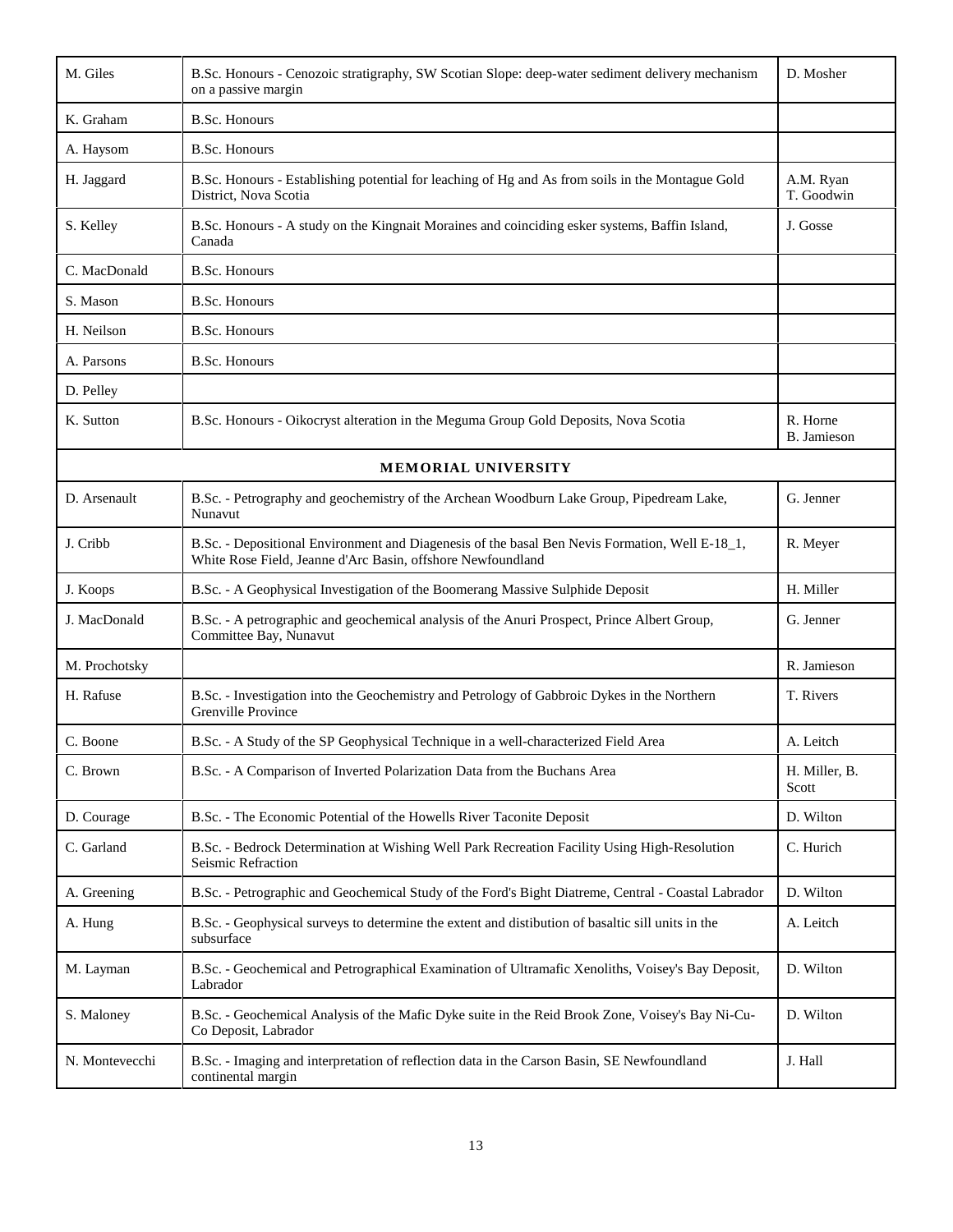| | | |
|---|---|---|
| M. Giles | B.Sc. Honours - Cenozoic stratigraphy, SW Scotian Slope: deep-water sediment delivery mechanism on a passive margin | D. Mosher |
| K. Graham | B.Sc. Honours | |
| A. Haysom | B.Sc. Honours | |
| H. Jaggard | B.Sc. Honours - Establishing potential for leaching of Hg and As from soils in the Montague Gold District, Nova Scotia | A.M. Ryan T. Goodwin |
| S. Kelley | B.Sc. Honours - A study on the Kingnait Moraines and coinciding esker systems, Baffin Island, Canada | J. Gosse |
| C. MacDonald | B.Sc. Honours | |
| S. Mason | B.Sc. Honours | |
| H. Neilson | B.Sc. Honours | |
| A. Parsons | B.Sc. Honours | |
| D. Pelley | | |
| K. Sutton | B.Sc. Honours - Oikocryst alteration in the Meguma Group Gold Deposits, Nova Scotia | R. Horne B. Jamieson |
| **MEMORIAL UNIVERSITY** | | |
| D. Arsenault | B.Sc. - Petrography and geochemistry of the Archean Woodburn Lake Group, Pipedream Lake, Nunavut | G. Jenner |
| J. Cribb | B.Sc. - Depositional Environment and Diagenesis of the basal Ben Nevis Formation, Well E-18_1, White Rose Field, Jeanne d'Arc Basin, offshore Newfoundland | R. Meyer |
| J. Koops | B.Sc. - A Geophysical Investigation of the Boomerang Massive Sulphide Deposit | H. Miller |
| J. MacDonald | B.Sc. - A petrographic and geochemical analysis of the Anuri Prospect, Prince Albert Group, Committee Bay, Nunavut | G. Jenner |
| M. Prochotsky | | R. Jamieson |
| H. Rafuse | B.Sc. - Investigation into the Geochemistry and Petrology of Gabbroic Dykes in the Northern Grenville Province | T. Rivers |
| C. Boone | B.Sc. - A Study of the SP Geophysical Technique in a well-characterized Field Area | A. Leitch |
| C. Brown | B.Sc. - A Comparison of Inverted Polarization Data from the Buchans Area | H. Miller, B. Scott |
| D. Courage | B.Sc. - The Economic Potential of the Howells River Taconite Deposit | D. Wilton |
| C. Garland | B.Sc. - Bedrock Determination at Wishing Well Park Recreation Facility Using High-Resolution Seismic Refraction | C. Hurich |
| A. Greening | B.Sc. - Petrographic and Geochemical Study of the Ford's Bight Diatreme, Central - Coastal Labrador | D. Wilton |
| A. Hung | B.Sc. - Geophysical surveys to determine the extent and distibution of basaltic sill units in the subsurface | A. Leitch |
| M. Layman | B.Sc. - Geochemical and Petrographical Examination of Ultramafic Xenoliths, Voisey's Bay Deposit, Labrador | D. Wilton |
| S. Maloney | B.Sc. - Geochemical Analysis of the Mafic Dyke suite in the Reid Brook Zone, Voisey's Bay Ni-Cu-Co Deposit, Labrador | D. Wilton |
| N. Montevecchi | B.Sc. - Imaging and interpretation of reflection data in the Carson Basin, SE Newfoundland continental margin | J. Hall |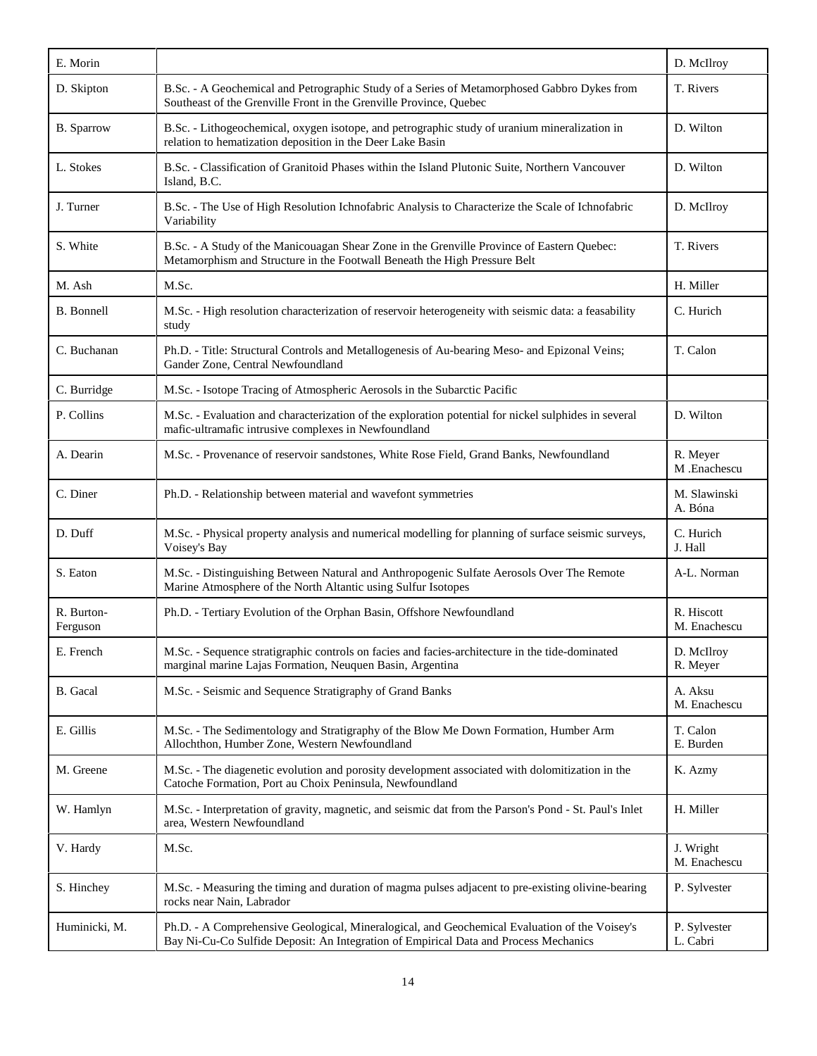| | | |
|---|---|---|
| E. Morin | | D. McIlroy |
| D. Skipton | B.Sc. - A Geochemical and Petrographic Study of a Series of Metamorphosed Gabbro Dykes from Southeast of the Grenville Front in the Grenville Province, Quebec | T. Rivers |
| B. Sparrow | B.Sc. - Lithogeochemical, oxygen isotope, and petrographic study of uranium mineralization in relation to hematization deposition in the Deer Lake Basin | D. Wilton |
| L. Stokes | B.Sc. - Classification of Granitoid Phases within the Island Plutonic Suite, Northern Vancouver Island, B.C. | D. Wilton |
| J. Turner | B.Sc. - The Use of High Resolution Ichnofabric Analysis to Characterize the Scale of Ichnofabric Variability | D. McIlroy |
| S. White | B.Sc. - A Study of the Manicouagan Shear Zone in the Grenville Province of Eastern Quebec: Metamorphism and Structure in the Footwall Beneath the High Pressure Belt | T. Rivers |
| M. Ash | M.Sc. | H. Miller |
| B. Bonnell | M.Sc. - High resolution characterization of reservoir heterogeneity with seismic data: a feasability study | C. Hurich |
| C. Buchanan | Ph.D. - Title: Structural Controls and Metallogenesis of Au-bearing Meso- and Epizonal Veins; Gander Zone, Central Newfoundland | T. Calon |
| C. Burridge | M.Sc. - Isotope Tracing of Atmospheric Aerosols in the Subarctic Pacific | |
| P. Collins | M.Sc. - Evaluation and characterization of the exploration potential for nickel sulphides in several mafic-ultramafic intrusive complexes in Newfoundland | D. Wilton |
| A. Dearin | M.Sc. - Provenance of reservoir sandstones, White Rose Field, Grand Banks, Newfoundland | R. Meyer<br>M .Enachescu |
| C. Diner | Ph.D. - Relationship between material and wavefont symmetries | M. Slawinski<br>A. Bóna |
| D. Duff | M.Sc. - Physical property analysis and numerical modelling for planning of surface seismic surveys, Voisey's Bay | C. Hurich<br>J. Hall |
| S. Eaton | M.Sc. - Distinguishing Between Natural and Anthropogenic Sulfate Aerosols Over The Remote Marine Atmosphere of the North Altantic using Sulfur Isotopes | A-L. Norman |
| R. Burton-Ferguson | Ph.D. - Tertiary Evolution of the Orphan Basin, Offshore Newfoundland | R. Hiscott<br>M. Enachescu |
| E. French | M.Sc. - Sequence stratigraphic controls on facies and facies-architecture in the tide-dominated marginal marine Lajas Formation, Neuquen Basin, Argentina | D. McIlroy<br>R. Meyer |
| B. Gacal | M.Sc. - Seismic and Sequence Stratigraphy of Grand Banks | A. Aksu<br>M. Enachescu |
| E. Gillis | M.Sc. - The Sedimentology and Stratigraphy of the Blow Me Down Formation, Humber Arm Allochthon, Humber Zone, Western Newfoundland | T. Calon<br>E. Burden |
| M. Greene | M.Sc. - The diagenetic evolution and porosity development associated with dolomitization in the Catoche Formation, Port au Choix Peninsula, Newfoundland | K. Azmy |
| W. Hamlyn | M.Sc. - Interpretation of gravity, magnetic, and seismic dat from the Parson's Pond - St. Paul's Inlet area, Western Newfoundland | H. Miller |
| V. Hardy | M.Sc. | J. Wright<br>M. Enachescu |
| S. Hinchey | M.Sc. - Measuring the timing and duration of magma pulses adjacent to pre-existing olivine-bearing rocks near Nain, Labrador | P. Sylvester |
| Huminicki, M. | Ph.D. - A Comprehensive Geological, Mineralogical, and Geochemical Evaluation of the Voisey's Bay Ni-Cu-Co Sulfide Deposit: An Integration of Empirical Data and Process Mechanics | P. Sylvester<br>L. Cabri |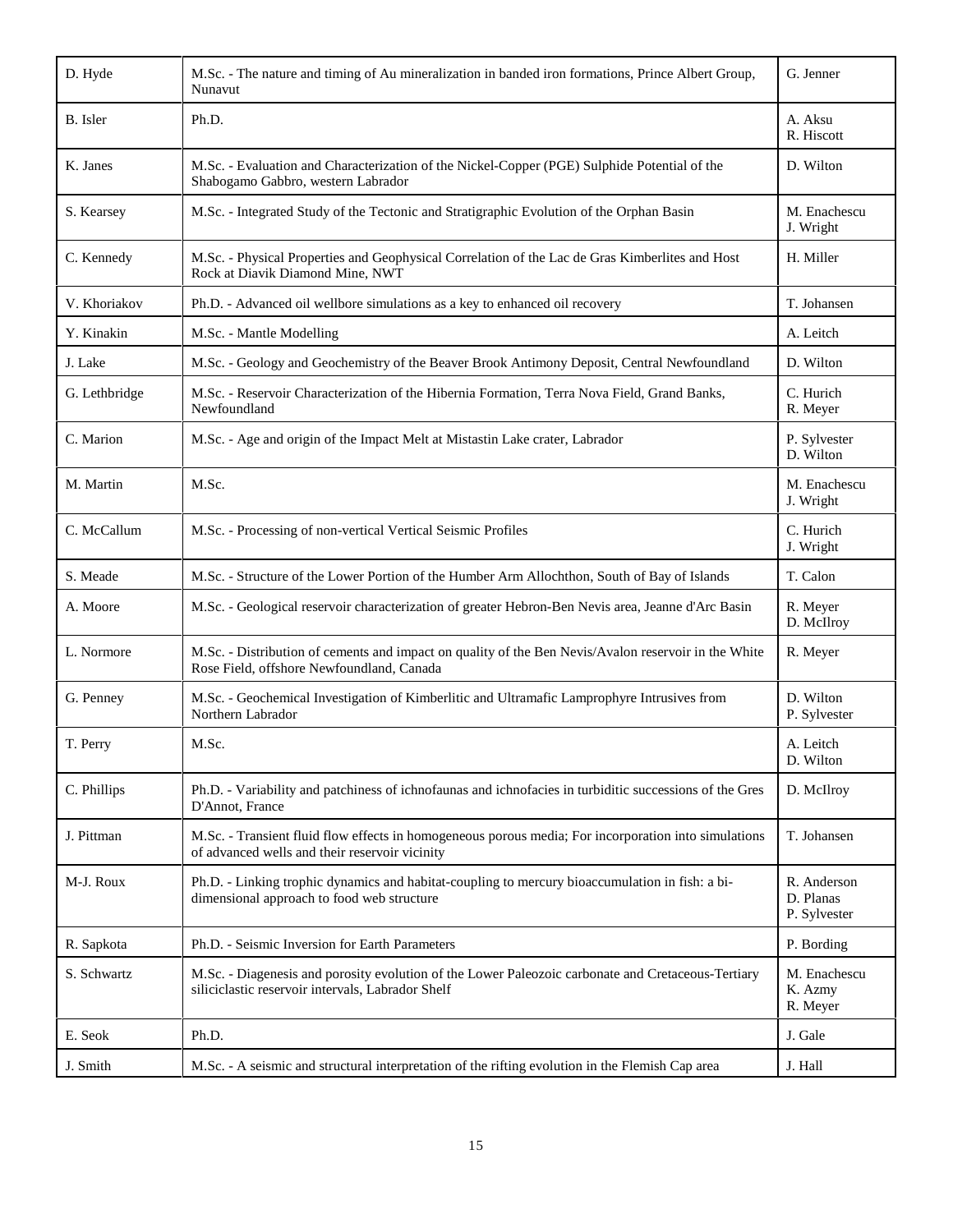| | | |
|---|---|---|
| D. Hyde | M.Sc. - The nature and timing of Au mineralization in banded iron formations, Prince Albert Group, Nunavut | G. Jenner |
| B. Isler | Ph.D. | A. Aksu<br>R. Hiscott |
| K. Janes | M.Sc. - Evaluation and Characterization of the Nickel-Copper (PGE) Sulphide Potential of the Shabogamo Gabbro, western Labrador | D. Wilton |
| S. Kearsey | M.Sc. - Integrated Study of the Tectonic and Stratigraphic Evolution of the Orphan Basin | M. Enachescu<br>J. Wright |
| C. Kennedy | M.Sc. - Physical Properties and Geophysical Correlation of the Lac de Gras Kimberlites and Host Rock at Diavik Diamond Mine, NWT | H. Miller |
| V. Khoriakov | Ph.D. - Advanced oil wellbore simulations as a key to enhanced oil recovery | T. Johansen |
| Y. Kinakin | M.Sc. - Mantle Modelling | A. Leitch |
| J. Lake | M.Sc. - Geology and Geochemistry of the Beaver Brook Antimony Deposit, Central Newfoundland | D. Wilton |
| G. Lethbridge | M.Sc. - Reservoir Characterization of the Hibernia Formation, Terra Nova Field, Grand Banks, Newfoundland | C. Hurich<br>R. Meyer |
| C. Marion | M.Sc. - Age and origin of the Impact Melt at Mistastin Lake crater, Labrador | P. Sylvester<br>D. Wilton |
| M. Martin | M.Sc. | M. Enachescu<br>J. Wright |
| C. McCallum | M.Sc. - Processing of non-vertical Vertical Seismic Profiles | C. Hurich<br>J. Wright |
| S. Meade | M.Sc. - Structure of the Lower Portion of the Humber Arm Allochthon, South of Bay of Islands | T. Calon |
| A. Moore | M.Sc. - Geological reservoir characterization of greater Hebron-Ben Nevis area, Jeanne d'Arc Basin | R. Meyer<br>D. McIlroy |
| L. Normore | M.Sc. - Distribution of cements and impact on quality of the Ben Nevis/Avalon reservoir in the White Rose Field, offshore Newfoundland, Canada | R. Meyer |
| G. Penney | M.Sc. - Geochemical Investigation of Kimberlitic and Ultramafic Lamprophyre Intrusives from Northern Labrador | D. Wilton<br>P. Sylvester |
| T. Perry | M.Sc. | A. Leitch<br>D. Wilton |
| C. Phillips | Ph.D. - Variability and patchiness of ichnofaunas and ichnofacies in turbiditic successions of the Gres D'Annot, France | D. McIlroy |
| J. Pittman | M.Sc. - Transient fluid flow effects in homogeneous porous media; For incorporation into simulations of advanced wells and their reservoir vicinity | T. Johansen |
| M-J. Roux | Ph.D. - Linking trophic dynamics and habitat-coupling to mercury bioaccumulation in fish: a bi-dimensional approach to food web structure | R. Anderson<br>D. Planas<br>P. Sylvester |
| R. Sapkota | Ph.D. - Seismic Inversion for Earth Parameters | P. Bording |
| S. Schwartz | M.Sc. - Diagenesis and porosity evolution of the Lower Paleozoic carbonate and Cretaceous-Tertiary siliciclastic reservoir intervals, Labrador Shelf | M. Enachescu<br>K. Azmy<br>R. Meyer |
| E. Seok | Ph.D. | J. Gale |
| J. Smith | M.Sc. - A seismic and structural interpretation of the rifting evolution in the Flemish Cap area | J. Hall |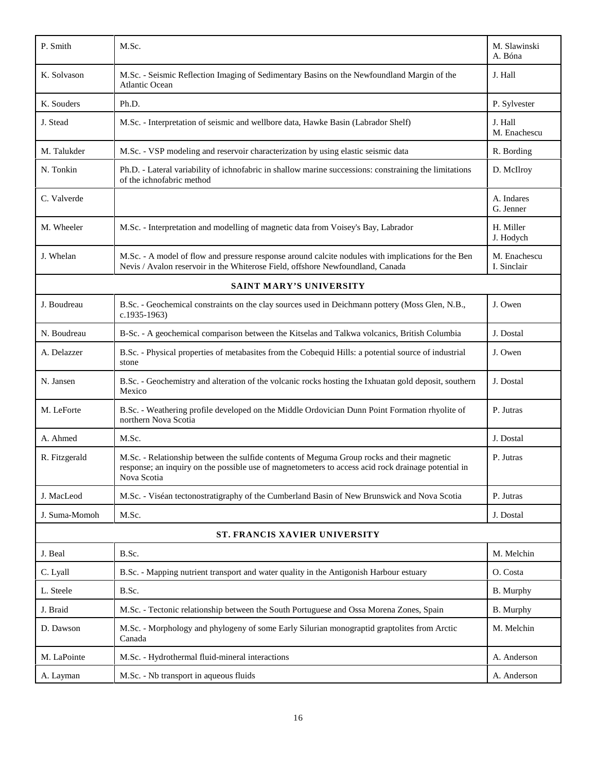| | | |
|---|---|---|
| P. Smith | M.Sc. | M. Slawinski<br>A. Bóna |
| K. Solvason | M.Sc. - Seismic Reflection Imaging of Sedimentary Basins on the Newfoundland Margin of the Atlantic Ocean | J. Hall |
| K. Souders | Ph.D. | P. Sylvester |
| J. Stead | M.Sc. - Interpretation of seismic and wellbore data, Hawke Basin (Labrador Shelf) | J. Hall<br>M. Enachescu |
| M. Talukder | M.Sc. - VSP modeling and reservoir characterization by using elastic seismic data | R. Bording |
| N. Tonkin | Ph.D. - Lateral variability of ichnofabric in shallow marine successions: constraining the limitations of the ichnofabric method | D. McIlroy |
| C. Valverde | | A. Indares<br>G. Jenner |
| M. Wheeler | M.Sc. - Interpretation and modelling of magnetic data from Voisey's Bay, Labrador | H. Miller<br>J. Hodych |
| J. Whelan | M.Sc. - A model of flow and pressure response around calcite nodules with implications for the Ben Nevis / Avalon reservoir in the Whiterose Field, offshore Newfoundland, Canada | M. Enachescu<br>I. Sinclair |
| **SAINT MARY'S UNIVERSITY** | | |
| J. Boudreau | B.Sc. - Geochemical constraints on the clay sources used in Deichmann pottery (Moss Glen, N.B., c.1935-1963) | J. Owen |
| N. Boudreau | B-Sc. - A geochemical comparison between the Kitselas and Talkwa volcanics, British Columbia | J. Dostal |
| A. Delazzer | B.Sc. - Physical properties of metabasites from the Cobequid Hills: a potential source of industrial stone | J. Owen |
| N. Jansen | B.Sc. - Geochemistry and alteration of the volcanic rocks hosting the Ixhuatan gold deposit, southern Mexico | J. Dostal |
| M. LeForte | B.Sc. - Weathering profile developed on the Middle Ordovician Dunn Point Formation rhyolite of northern Nova Scotia | P. Jutras |
| A. Ahmed | M.Sc. | J. Dostal |
| R. Fitzgerald | M.Sc. - Relationship between the sulfide contents of Meguma Group rocks and their magnetic response; an inquiry on the possible use of magnetometers to access acid rock drainage potential in Nova Scotia | P. Jutras |
| J. MacLeod | M.Sc. - Viséan tectonostratigraphy of the Cumberland Basin of New Brunswick and Nova Scotia | P. Jutras |
| J. Suma-Momoh | M.Sc. | J. Dostal |
| **ST. FRANCIS XAVIER UNIVERSITY** | | |
| J. Beal | B.Sc. | M. Melchin |
| C. Lyall | B.Sc. - Mapping nutrient transport and water quality in the Antigonish Harbour estuary | O. Costa |
| L. Steele | B.Sc. | B. Murphy |
| J. Braid | M.Sc. - Tectonic relationship between the South Portuguese and Ossa Morena Zones, Spain | B. Murphy |
| D. Dawson | M.Sc. - Morphology and phylogeny of some Early Silurian monograptid graptolites from Arctic Canada | M. Melchin |
| M. LaPointe | M.Sc. - Hydrothermal fluid-mineral interactions | A. Anderson |
| A. Layman | M.Sc. - Nb transport in aqueous fluids | A. Anderson |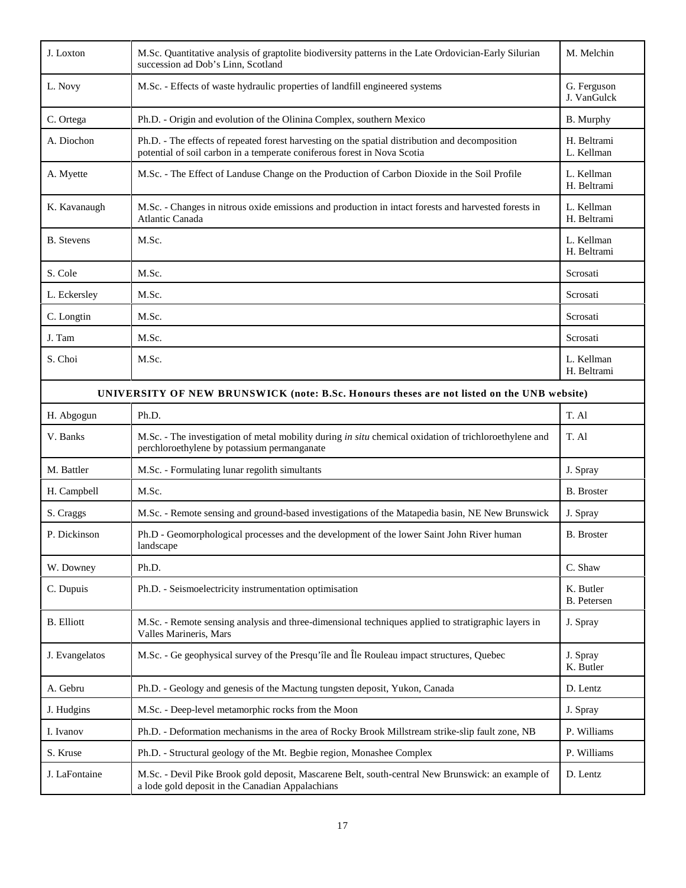| | | |
|---|---|---|
| J. Loxton | M.Sc. Quantitative analysis of graptolite biodiversity patterns in the Late Ordovician-Early Silurian succession ad Dob's Linn, Scotland | M. Melchin |
| L. Novy | M.Sc. - Effects of waste hydraulic properties of landfill engineered systems | G. Ferguson<br>J. VanGulck |
| C. Ortega | Ph.D. - Origin and evolution of the Olinina Complex, southern Mexico | B. Murphy |
| A. Diochon | Ph.D. - The effects of repeated forest harvesting on the spatial distribution and decomposition potential of soil carbon in a temperate coniferous forest in Nova Scotia | H. Beltrami<br>L. Kellman |
| A. Myette | M.Sc. - The Effect of Landuse Change on the Production of Carbon Dioxide in the Soil Profile | L. Kellman<br>H. Beltrami |
| K. Kavanaugh | M.Sc. - Changes in nitrous oxide emissions and production in intact forests and harvested forests in Atlantic Canada | L. Kellman<br>H. Beltrami |
| B. Stevens | M.Sc. | L. Kellman<br>H. Beltrami |
| S. Cole | M.Sc. | Scrosati |
| L. Eckersley | M.Sc. | Scrosati |
| C. Longtin | M.Sc. | Scrosati |
| J. Tam | M.Sc. | Scrosati |
| S. Choi | M.Sc. | L. Kellman<br>H. Beltrami |
| **UNIVERSITY OF NEW BRUNSWICK (note: B.Sc. Honours theses are not listed on the UNB website)** | | |
| H. Abgogun | Ph.D. | T. Al |
| V. Banks | M.Sc. - The investigation of metal mobility during *in situ* chemical oxidation of trichloroethylene and perchloroethylene by potassium permanganate | T. Al |
| M. Battler | M.Sc. - Formulating lunar regolith simultants | J. Spray |
| H. Campbell | M.Sc. | B. Broster |
| S. Craggs | M.Sc. - Remote sensing and ground-based investigations of the Matapedia basin, NE New Brunswick | J. Spray |
| P. Dickinson | Ph.D - Geomorphological processes and the development of the lower Saint John River human landscape | B. Broster |
| W. Downey | Ph.D. | C. Shaw |
| C. Dupuis | Ph.D. - Seismoelectricity instrumentation optimisation | K. Butler<br>B. Petersen |
| B. Elliott | M.Sc. - Remote sensing analysis and three-dimensional techniques applied to stratigraphic layers in Valles Marineris, Mars | J. Spray |
| J. Evangelatos | M.Sc. - Ge geophysical survey of the Presqu'île and Île Rouleau impact structures, Quebec | J. Spray<br>K. Butler |
| A. Gebru | Ph.D. - Geology and genesis of the Mactung tungsten deposit, Yukon, Canada | D. Lentz |
| J. Hudgins | M.Sc. - Deep-level metamorphic rocks from the Moon | J. Spray |
| I. Ivanov | Ph.D. - Deformation mechanisms in the area of Rocky Brook Millstream strike-slip fault zone, NB | P. Williams |
| S. Kruse | Ph.D. - Structural geology of the Mt. Begbie region, Monashee Complex | P. Williams |
| J. LaFontaine | M.Sc. - Devil Pike Brook gold deposit, Mascarene Belt, south-central New Brunswick: an example of a lode gold deposit in the Canadian Appalachians | D. Lentz |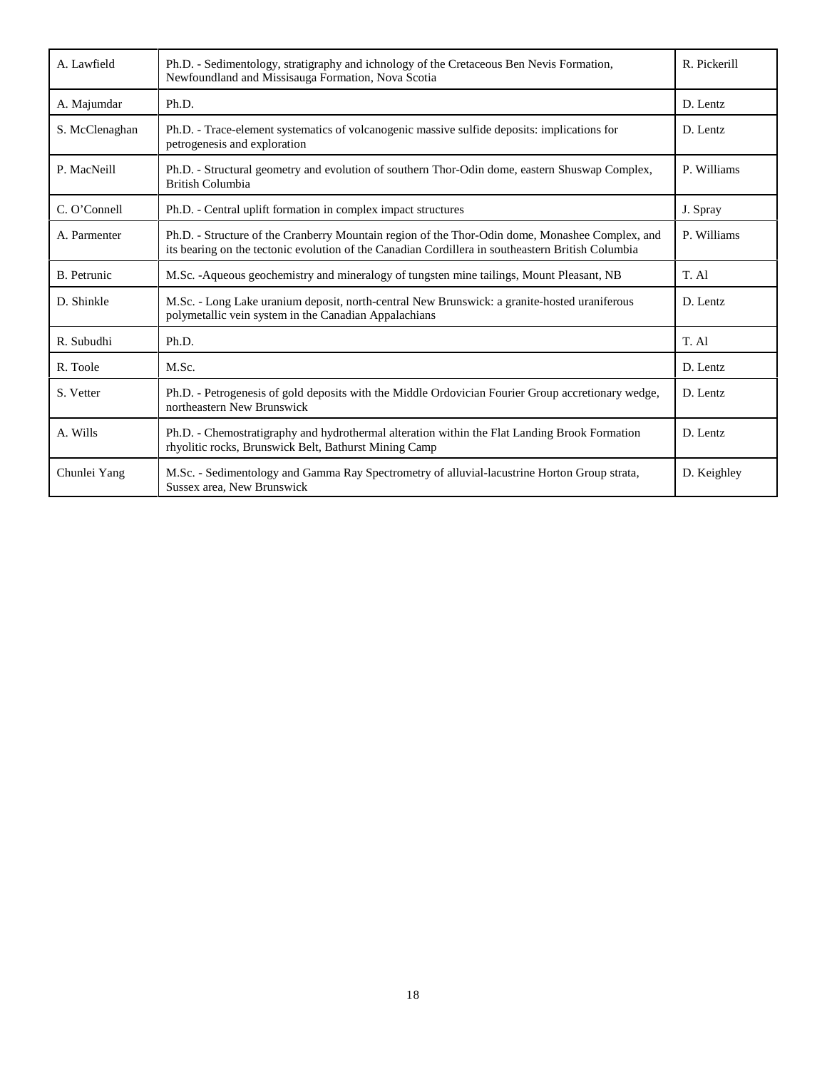| | | |
|---|---|---|
| A. Lawfield | Ph.D. - Sedimentology, stratigraphy and ichnology of the Cretaceous Ben Nevis Formation, Newfoundland and Missisauga Formation, Nova Scotia | R. Pickerill |
| A. Majumdar | Ph.D. | D. Lentz |
| S. McClenaghan | Ph.D. - Trace-element systematics of volcanogenic massive sulfide deposits: implications for petrogenesis and exploration | D. Lentz |
| P. MacNeill | Ph.D. - Structural geometry and evolution of southern Thor-Odin dome, eastern Shuswap Complex, British Columbia | P. Williams |
| C. O'Connell | Ph.D. - Central uplift formation in complex impact structures | J. Spray |
| A. Parmenter | Ph.D. - Structure of the Cranberry Mountain region of the Thor-Odin dome, Monashee Complex, and its bearing on the tectonic evolution of the Canadian Cordillera in southeastern British Columbia | P. Williams |
| B. Petrunic | M.Sc. -Aqueous geochemistry and mineralogy of tungsten mine tailings, Mount Pleasant, NB | T. Al |
| D. Shinkle | M.Sc. - Long Lake uranium deposit, north-central New Brunswick: a granite-hosted uraniferous polymetallic vein system in the Canadian Appalachians | D. Lentz |
| R. Subudhi | Ph.D. | T. Al |
| R. Toole | M.Sc. | D. Lentz |
| S. Vetter | Ph.D. - Petrogenesis of gold deposits with the Middle Ordovician Fourier Group accretionary wedge, northeastern New Brunswick | D. Lentz |
| A. Wills | Ph.D. - Chemostratigraphy and hydrothermal alteration within the Flat Landing Brook Formation rhyolitic rocks, Brunswick Belt, Bathurst Mining Camp | D. Lentz |
| Chunlei Yang | M.Sc. - Sedimentology and Gamma Ray Spectrometry of alluvial-lacustrine Horton Group strata, Sussex area, New Brunswick | D. Keighley |